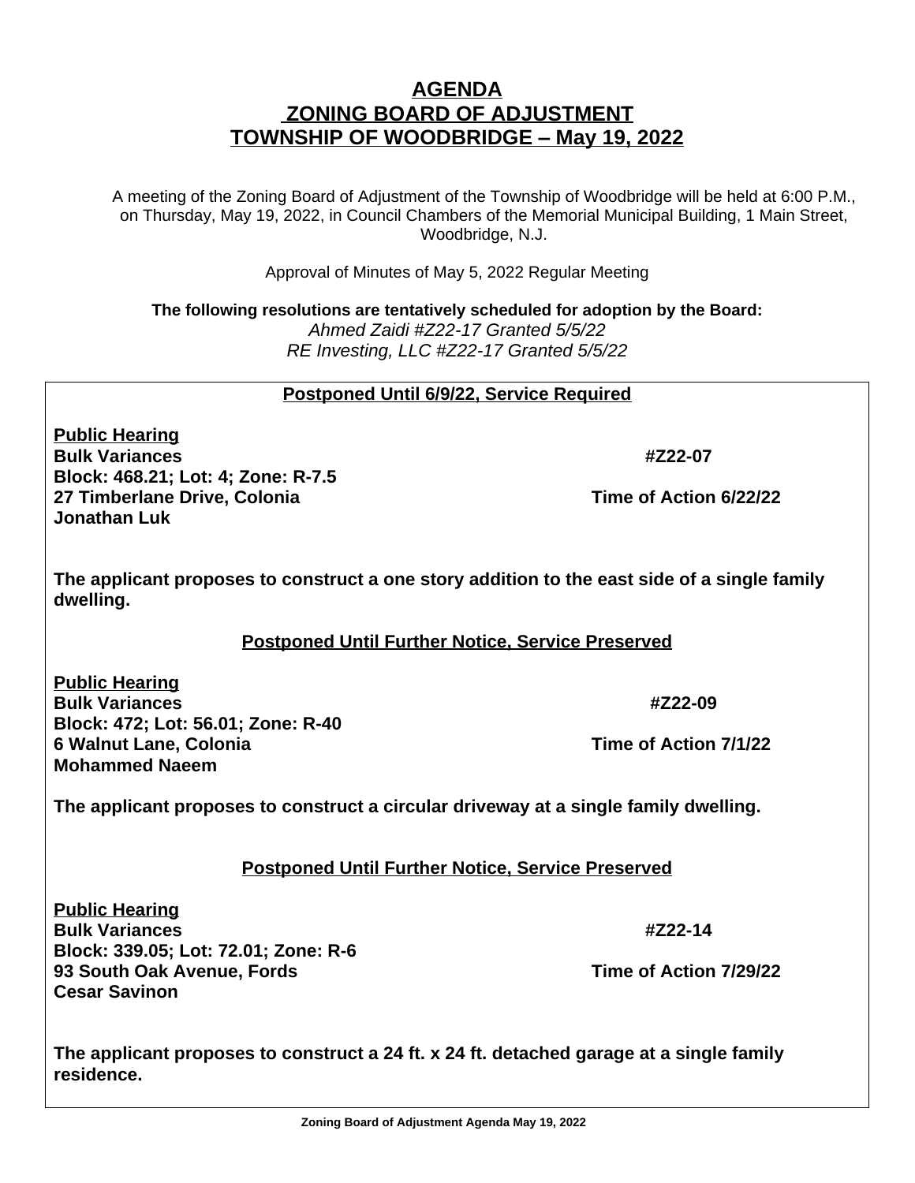# AGENDA
# ZONING BOARD OF ADJUSTMENT
# TOWNSHIP OF WOODBRIDGE – May 19, 2022

A meeting of the Zoning Board of Adjustment of the Township of Woodbridge will be held at 6:00 P.M., on Thursday, May 19, 2022, in Council Chambers of the Memorial Municipal Building, 1 Main Street, Woodbridge, N.J.

Approval of Minutes of May 5, 2022 Regular Meeting

**The following resolutions are tentatively scheduled for adoption by the Board:**
*Ahmed Zaidi #Z22-17 Granted 5/5/22*
*RE Investing, LLC #Z22-17 Granted 5/5/22*

**Postponed Until 6/9/22, Service Required**

**Public Hearing**
**Bulk Variances** **#Z22-07**
**Block: 468.21; Lot: 4; Zone: R-7.5**
**27 Timberlane Drive, Colonia** **Time of Action 6/22/22**
**Jonathan Luk**

**The applicant proposes to construct a one story addition to the east side of a single family dwelling.**

**Postponed Until Further Notice, Service Preserved**

**Public Hearing**
**Bulk Variances** **#Z22-09**
**Block: 472; Lot: 56.01; Zone: R-40**
**6 Walnut Lane, Colonia** **Time of Action 7/1/22**
**Mohammed Naeem**

**The applicant proposes to construct a circular driveway at a single family dwelling.**

**Postponed Until Further Notice, Service Preserved**

**Public Hearing**
**Bulk Variances** **#Z22-14**
**Block: 339.05; Lot: 72.01; Zone: R-6**
**93 South Oak Avenue, Fords** **Time of Action 7/29/22**
**Cesar Savinon**

**The applicant proposes to construct a 24 ft. x 24 ft. detached garage at a single family residence.**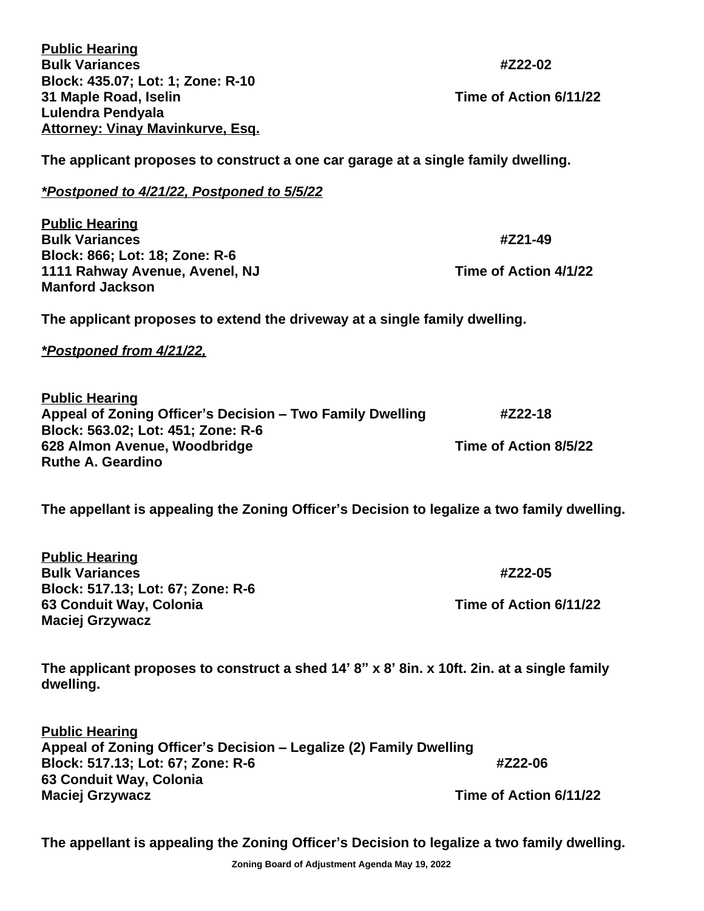**<u>Public Hearing</u>**
**Bulk Variances** **#Z22-02**
**Block: 435.07; Lot: 1; Zone: R-10**
**31 Maple Road, Iselin** **Time of Action 6/11/22**
**Lulendra Pendyala**
**<u>Attorney: Vinay Mavinkurve, Esq.</u>**

**The applicant proposes to construct a one car garage at a single family dwelling.**

***<u>*Postponed to 4/21/22, Postponed to 5/5/22</u>***

**<u>Public Hearing</u>**
**Bulk Variances** **#Z21-49**
**Block: 866; Lot: 18; Zone: R-6**
**1111 Rahway Avenue, Avenel, NJ** **Time of Action 4/1/22**
**Manford Jackson**

**The applicant proposes to extend the driveway at a single family dwelling.**

***<u>*Postponed from 4/21/22,</u>***

**<u>Public Hearing</u>**
**Appeal of Zoning Officer's Decision – Two Family Dwelling** **#Z22-18**
**Block: 563.02; Lot: 451; Zone: R-6**
**628 Almon Avenue, Woodbridge** **Time of Action 8/5/22**
**Ruthe A. Geardino**

**The appellant is appealing the Zoning Officer's Decision to legalize a two family dwelling.**

**<u>Public Hearing</u>**
**Bulk Variances** **#Z22-05**
**Block: 517.13; Lot: 67; Zone: R-6**
**63 Conduit Way, Colonia** **Time of Action 6/11/22**
**Maciej Grzywacz**

**The applicant proposes to construct a shed 14' 8" x 8' 8in. x 10ft. 2in. at a single family dwelling.**

**<u>Public Hearing</u>**
**Appeal of Zoning Officer's Decision – Legalize (2) Family Dwelling**
**Block: 517.13; Lot: 67; Zone: R-6** **#Z22-06**
**63 Conduit Way, Colonia**
**Maciej Grzywacz** **Time of Action 6/11/22**

**The appellant is appealing the Zoning Officer's Decision to legalize a two family dwelling.**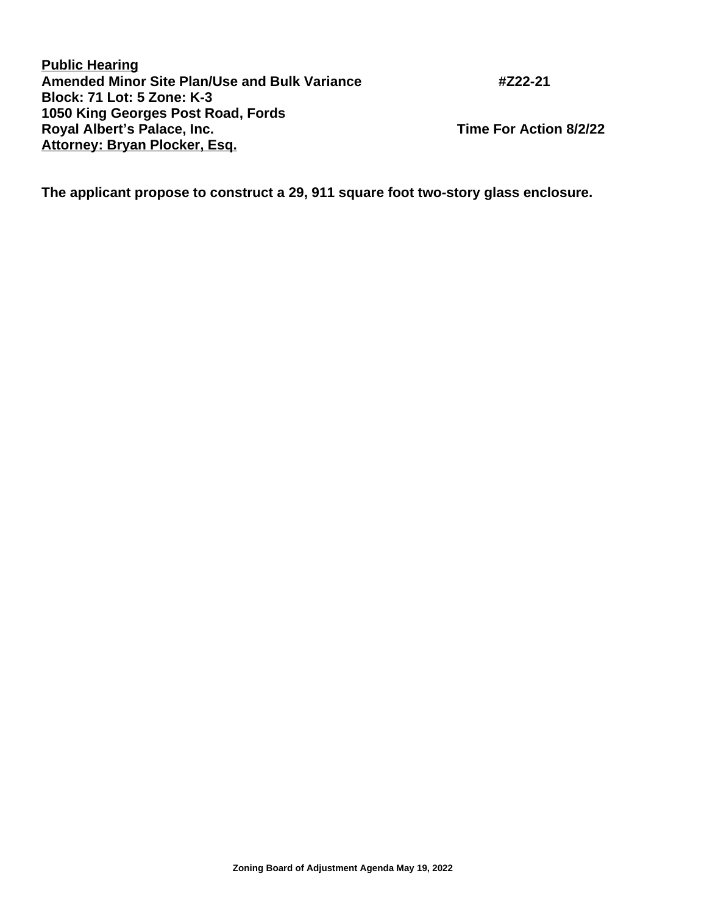**<u>Public Hearing</u>**
**Amended Minor Site Plan/Use and Bulk Variance** **#Z22-21**
**Block: 71 Lot: 5 Zone: K-3**
**1050 King Georges Post Road, Fords**
**Royal Albert's Palace, Inc.** **Time For Action 8/2/22**
**<u>Attorney: Bryan Plocker, Esq.</u>**

**The applicant propose to construct a 29, 911 square foot two-story glass enclosure.**